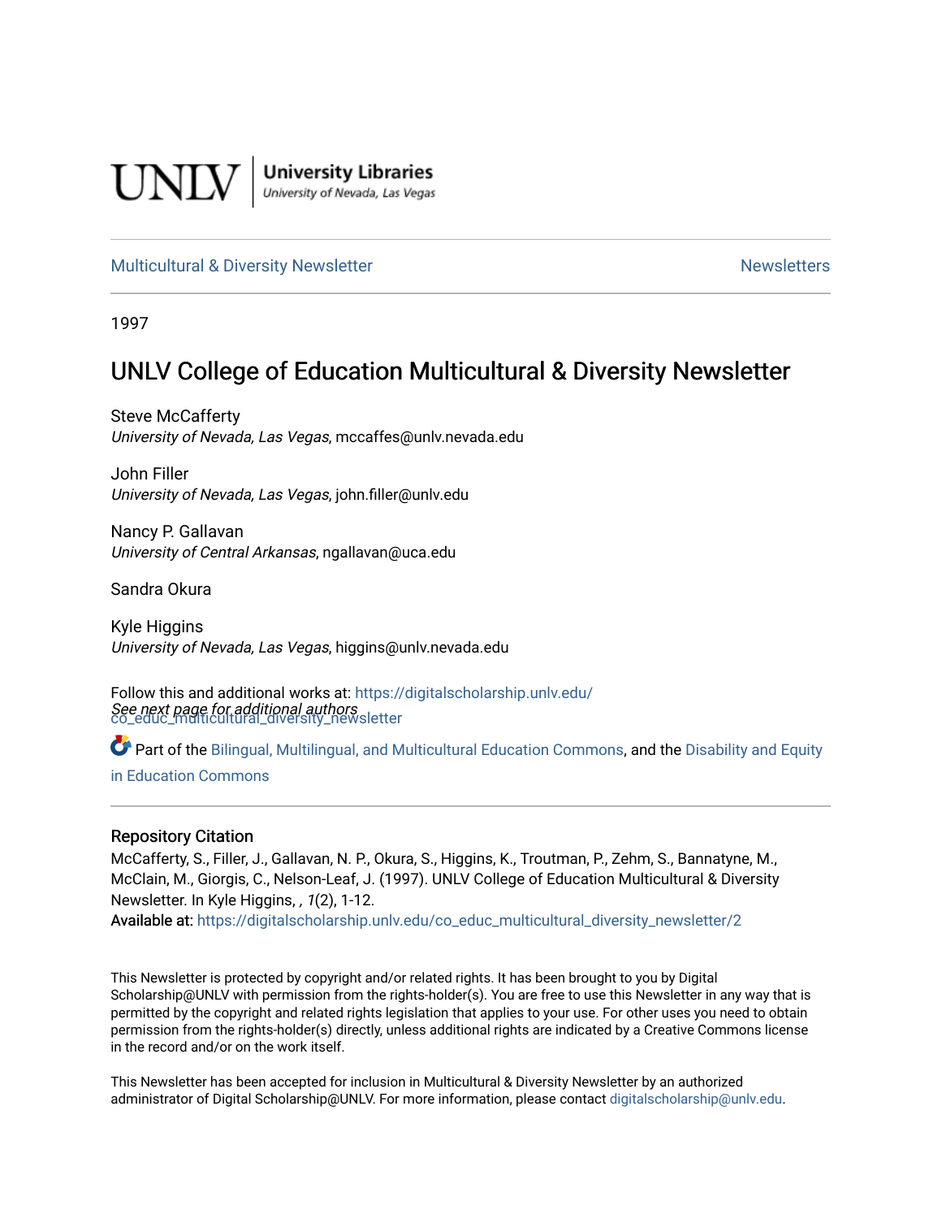UNLV | University Libraries
University of Nevada, Las Vegas

Multicultural & Diversity Newsletter | Newsletters

1997

# UNLV College of Education Multicultural & Diversity Newsletter

Steve McCafferty
*University of Nevada, Las Vegas*, mccaffes@unlv.nevada.edu

John Filler
*University of Nevada, Las Vegas*, john.filler@unlv.edu

Nancy P. Gallavan
*University of Central Arkansas*, ngallavan@uca.edu

Sandra Okura

Kyle Higgins
*University of Nevada, Las Vegas*, higgins@unlv.nevada.edu

*See next page for additional authors*

Follow this and additional works at: https://digitalscholarship.unlv.edu/co_educ_multicultural_diversity_newsletter

Part of the Bilingual, Multilingual, and Multicultural Education Commons, and the Disability and Equity in Education Commons

## Repository Citation

McCafferty, S., Filler, J., Gallavan, N. P., Okura, S., Higgins, K., Troutman, P., Zehm, S., Bannatyne, M., McClain, M., Giorgis, C., Nelson-Leaf, J. (1997). UNLV College of Education Multicultural & Diversity Newsletter. In Kyle Higgins, , *1*(2), 1-12.
**Available at:** https://digitalscholarship.unlv.edu/co_educ_multicultural_diversity_newsletter/2

This Newsletter is protected by copyright and/or related rights. It has been brought to you by Digital Scholarship@UNLV with permission from the rights-holder(s). You are free to use this Newsletter in any way that is permitted by the copyright and related rights legislation that applies to your use. For other uses you need to obtain permission from the rights-holder(s) directly, unless additional rights are indicated by a Creative Commons license in the record and/or on the work itself.

This Newsletter has been accepted for inclusion in Multicultural & Diversity Newsletter by an authorized administrator of Digital Scholarship@UNLV. For more information, please contact digitalscholarship@unlv.edu.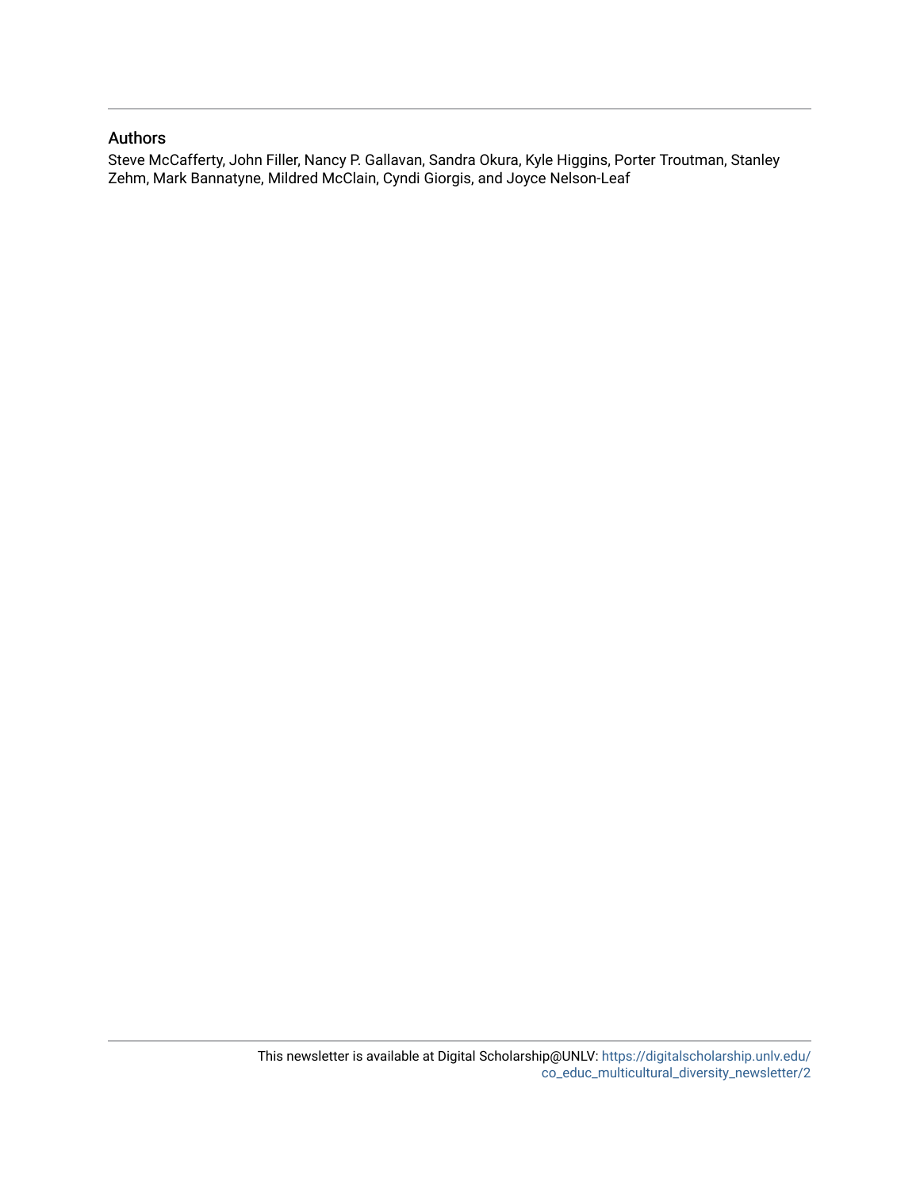## Authors

Steve McCafferty, John Filler, Nancy P. Gallavan, Sandra Okura, Kyle Higgins, Porter Troutman, Stanley Zehm, Mark Bannatyne, Mildred McClain, Cyndi Giorgis, and Joyce Nelson-Leaf

This newsletter is available at Digital Scholarship@UNLV: https://digitalscholarship.unlv.edu/co_educ_multicultural_diversity_newsletter/2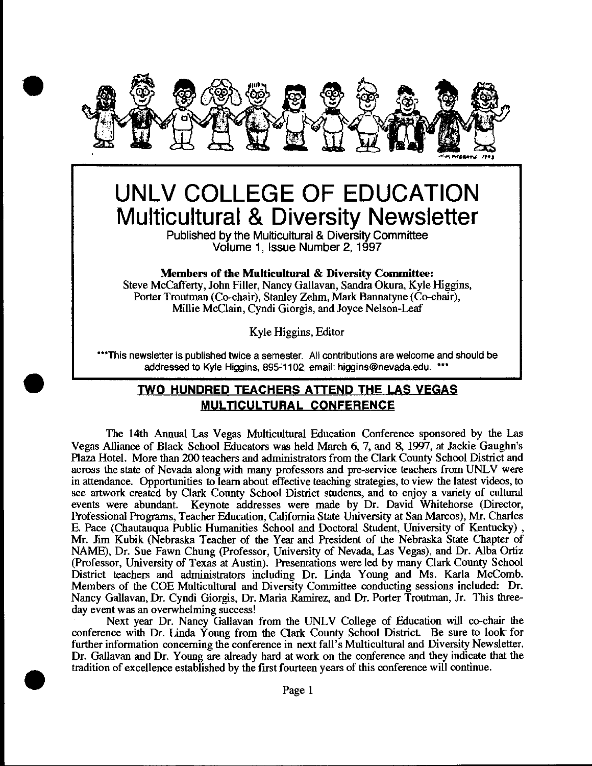# UNLV COLLEGE OF EDUCATION
## Multicultural & Diversity Newsletter

Published by the Multicultural & Diversity Committee
Volume 1, Issue Number 2, 1997

**Members of the Multicultural & Diversity Committee:**
Steve McCafferty, John Filler, Nancy Gallavan, Sandra Okura, Kyle Higgins, Porter Troutman (Co-chair), Stanley Zehm, Mark Bannatyne (Co-chair), Millie McClain, Cyndi Giorgis, and Joyce Nelson-Leaf

Kyle Higgins, Editor

***This newsletter is published twice a semester. All contributions are welcome and should be addressed to Kyle Higgins, 895-1102, email: higgins@nevada.edu. ***

## TWO HUNDRED TEACHERS ATTEND THE LAS VEGAS MULTICULTURAL CONFERENCE

The 14th Annual Las Vegas Multicultural Education Conference sponsored by the Las Vegas Alliance of Black School Educators was held March 6, 7, and 8, 1997, at Jackie Gaughn's Plaza Hotel. More than 200 teachers and administrators from the Clark County School District and across the state of Nevada along with many professors and pre-service teachers from UNLV were in attendance. Opportunities to learn about effective teaching strategies, to view the latest videos, to see artwork created by Clark County School District students, and to enjoy a variety of cultural events were abundant. Keynote addresses were made by Dr. David Whitehorse (Director, Professional Programs, Teacher Education, California State University at San Marcos), Mr. Charles E. Pace (Chautauqua Public Humanities School and Doctoral Student, University of Kentucky), Mr. Jim Kubik (Nebraska Teacher of the Year and President of the Nebraska State Chapter of NAME), Dr. Sue Fawn Chung (Professor, University of Nevada, Las Vegas), and Dr. Alba Ortiz (Professor, University of Texas at Austin). Presentations were led by many Clark County School District teachers and administrators including Dr. Linda Young and Ms. Karla McComb. Members of the COE Multicultural and Diversity Committee conducting sessions included: Dr. Nancy Gallavan, Dr. Cyndi Giorgis, Dr. Maria Ramirez, and Dr. Porter Troutman, Jr. This three-day event was an overwhelming success!

Next year Dr. Nancy Gallavan from the UNLV College of Education will co-chair the conference with Dr. Linda Young from the Clark County School District. Be sure to look for further information concerning the conference in next fall's Multicultural and Diversity Newsletter. Dr. Gallavan and Dr. Young are already hard at work on the conference and they indicate that the tradition of excellence established by the first fourteen years of this conference will continue.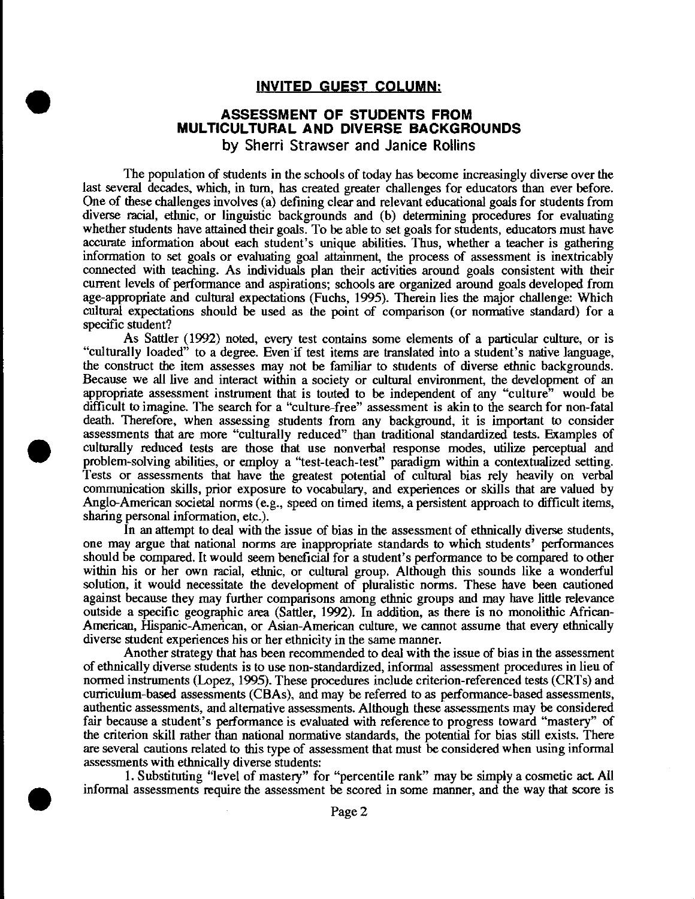## INVITED GUEST COLUMN:

# ASSESSMENT OF STUDENTS FROM MULTICULTURAL AND DIVERSE BACKGROUNDS

by Sherri Strawser and Janice Rollins

The population of students in the schools of today has become increasingly diverse over the last several decades, which, in turn, has created greater challenges for educators than ever before. One of these challenges involves (a) defining clear and relevant educational goals for students from diverse racial, ethnic, or linguistic backgrounds and (b) determining procedures for evaluating whether students have attained their goals. To be able to set goals for students, educators must have accurate information about each student's unique abilities. Thus, whether a teacher is gathering information to set goals or evaluating goal attainment, the process of assessment is inextricably connected with teaching. As individuals plan their activities around goals consistent with their current levels of performance and aspirations; schools are organized around goals developed from age-appropriate and cultural expectations (Fuchs, 1995). Therein lies the major challenge: Which cultural expectations should be used as the point of comparison (or normative standard) for a specific student?

As Sattler (1992) noted, every test contains some elements of a particular culture, or is "culturally loaded" to a degree. Even if test items are translated into a student's native language, the construct the item assesses may not be familiar to students of diverse ethnic backgrounds. Because we all live and interact within a society or cultural environment, the development of an appropriate assessment instrument that is touted to be independent of any "culture" would be difficult to imagine. The search for a "culture-free" assessment is akin to the search for non-fatal death. Therefore, when assessing students from any background, it is important to consider assessments that are more "culturally reduced" than traditional standardized tests. Examples of culturally reduced tests are those that use nonverbal response modes, utilize perceptual and problem-solving abilities, or employ a "test-teach-test" paradigm within a contextualized setting. Tests or assessments that have the greatest potential of cultural bias rely heavily on verbal communication skills, prior exposure to vocabulary, and experiences or skills that are valued by Anglo-American societal norms (e.g., speed on timed items, a persistent approach to difficult items, sharing personal information, etc.).

In an attempt to deal with the issue of bias in the assessment of ethnically diverse students, one may argue that national norms are inappropriate standards to which students' performances should be compared. It would seem beneficial for a student's performance to be compared to other within his or her own racial, ethnic, or cultural group. Although this sounds like a wonderful solution, it would necessitate the development of pluralistic norms. These have been cautioned against because they may further comparisons among ethnic groups and may have little relevance outside a specific geographic area (Sattler, 1992). In addition, as there is no monolithic African-American, Hispanic-American, or Asian-American culture, we cannot assume that every ethnically diverse student experiences his or her ethnicity in the same manner.

Another strategy that has been recommended to deal with the issue of bias in the assessment of ethnically diverse students is to use non-standardized, informal assessment procedures in lieu of normed instruments (Lopez, 1995). These procedures include criterion-referenced tests (CRTs) and curriculum-based assessments (CBAs), and may be referred to as performance-based assessments, authentic assessments, and alternative assessments. Although these assessments may be considered fair because a student's performance is evaluated with reference to progress toward "mastery" of the criterion skill rather than national normative standards, the potential for bias still exists. There are several cautions related to this type of assessment that must be considered when using informal assessments with ethnically diverse students:

1. Substituting "level of mastery" for "percentile rank" may be simply a cosmetic act. All informal assessments require the assessment be scored in some manner, and the way that score is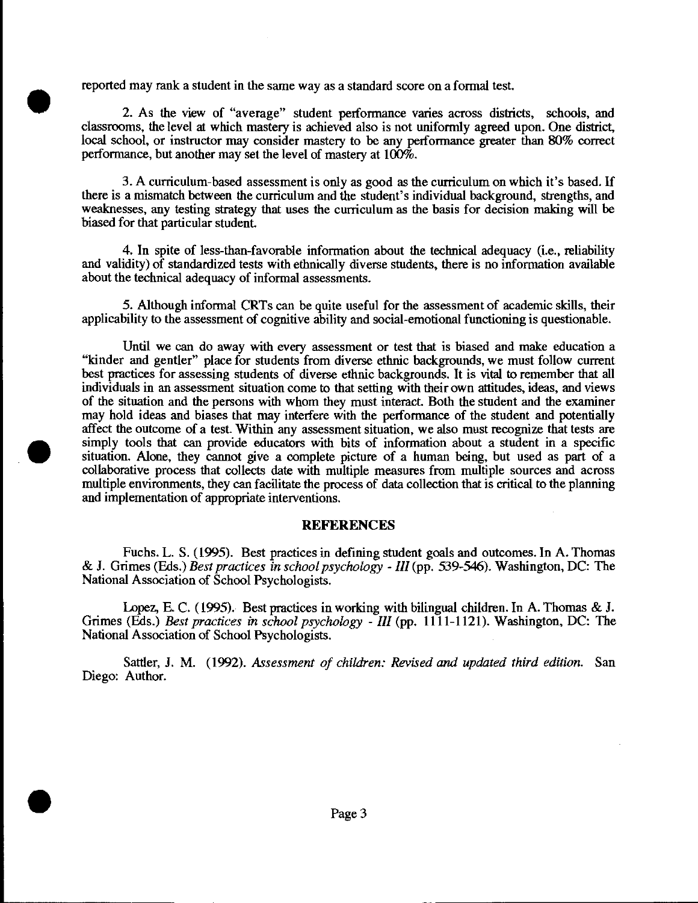reported may rank a student in the same way as a standard score on a formal test.

2. As the view of "average" student performance varies across districts, schools, and classrooms, the level at which mastery is achieved also is not uniformly agreed upon. One district, local school, or instructor may consider mastery to be any performance greater than 80% correct performance, but another may set the level of mastery at 100%.

3. A curriculum-based assessment is only as good as the curriculum on which it's based. If there is a mismatch between the curriculum and the student's individual background, strengths, and weaknesses, any testing strategy that uses the curriculum as the basis for decision making will be biased for that particular student.

4. In spite of less-than-favorable information about the technical adequacy (i.e., reliability and validity) of standardized tests with ethnically diverse students, there is no information available about the technical adequacy of informal assessments.

5. Although informal CRTs can be quite useful for the assessment of academic skills, their applicability to the assessment of cognitive ability and social-emotional functioning is questionable.

Until we can do away with every assessment or test that is biased and make education a "kinder and gentler" place for students from diverse ethnic backgrounds, we must follow current best practices for assessing students of diverse ethnic backgrounds. It is vital to remember that all individuals in an assessment situation come to that setting with their own attitudes, ideas, and views of the situation and the persons with whom they must interact. Both the student and the examiner may hold ideas and biases that may interfere with the performance of the student and potentially affect the outcome of a test. Within any assessment situation, we also must recognize that tests are simply tools that can provide educators with bits of information about a student in a specific situation. Alone, they cannot give a complete picture of a human being, but used as part of a collaborative process that collects date with multiple measures from multiple sources and across multiple environments, they can facilitate the process of data collection that is critical to the planning and implementation of appropriate interventions.

## REFERENCES

Fuchs. L. S. (1995). Best practices in defining student goals and outcomes. In A. Thomas & J. Grimes (Eds.) *Best practices in school psychology - III* (pp. 539-546). Washington, DC: The National Association of School Psychologists.

Lopez, E. C. (1995). Best practices in working with bilingual children. In A. Thomas & J. Grimes (Eds.) *Best practices in school psychology - III* (pp. 1111-1121). Washington, DC: The National Association of School Psychologists.

Sattler, J. M. (1992). *Assessment of children: Revised and updated third edition.* San Diego: Author.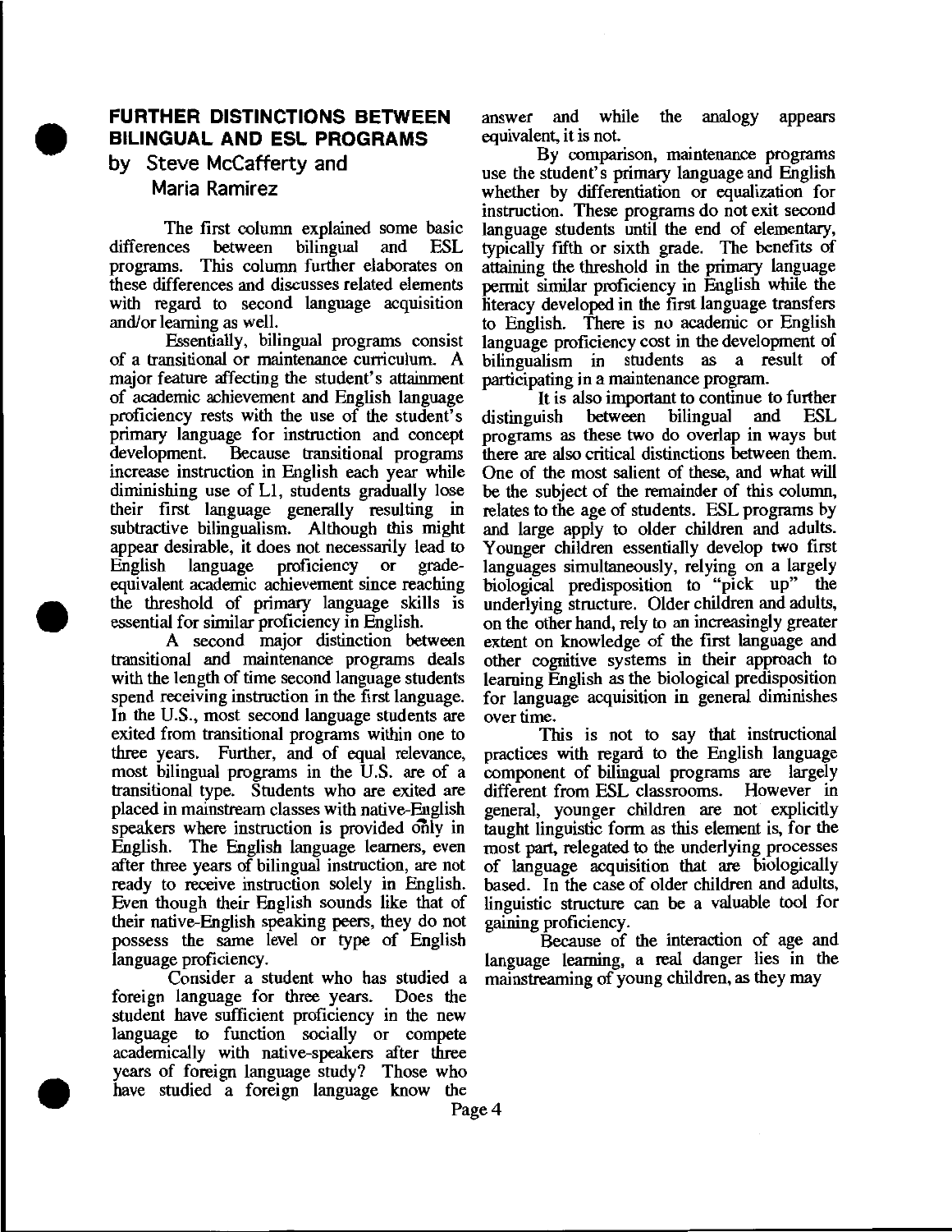## FURTHER DISTINCTIONS BETWEEN BILINGUAL AND ESL PROGRAMS

### by Steve McCafferty and Maria Ramirez

The first column explained some basic differences between bilingual and ESL programs. This column further elaborates on these differences and discusses related elements with regard to second language acquisition and/or learning as well.

Essentially, bilingual programs consist of a transitional or maintenance curriculum. A major feature affecting the student's attainment of academic achievement and English language proficiency rests with the use of the student's primary language for instruction and concept development. Because transitional programs increase instruction in English each year while diminishing use of L1, students gradually lose their first language generally resulting in subtractive bilingualism. Although this might appear desirable, it does not necessarily lead to English language proficiency or grade-equivalent academic achievement since reaching the threshold of primary language skills is essential for similar proficiency in English.

A second major distinction between transitional and maintenance programs deals with the length of time second language students spend receiving instruction in the first language. In the U.S., most second language students are exited from transitional programs within one to three years. Further, and of equal relevance, most bilingual programs in the U.S. are of a transitional type. Students who are exited are placed in mainstream classes with native-English speakers where instruction is provided only in English. The English language learners, even after three years of bilingual instruction, are not ready to receive instruction solely in English. Even though their English sounds like that of their native-English speaking peers, they do not possess the same level or type of English language proficiency.

Consider a student who has studied a foreign language for three years. Does the student have sufficient proficiency in the new language to function socially or compete academically with native-speakers after three years of foreign language study? Those who have studied a foreign language know the answer and while the analogy appears equivalent, it is not.

By comparison, maintenance programs use the student's primary language and English whether by differentiation or equalization for instruction. These programs do not exit second language students until the end of elementary, typically fifth or sixth grade. The benefits of attaining the threshold in the primary language permit similar proficiency in English while the literacy developed in the first language transfers to English. There is no academic or English language proficiency cost in the development of bilingualism in students as a result of participating in a maintenance program.

It is also important to continue to further distinguish between bilingual and ESL programs as these two do overlap in ways but there are also critical distinctions between them. One of the most salient of these, and what will be the subject of the remainder of this column, relates to the age of students. ESL programs by and large apply to older children and adults. Younger children essentially develop two first languages simultaneously, relying on a largely biological predisposition to "pick up" the underlying structure. Older children and adults, on the other hand, rely to an increasingly greater extent on knowledge of the first language and other cognitive systems in their approach to learning English as the biological predisposition for language acquisition in general diminishes over time.

This is not to say that instructional practices with regard to the English language component of bilingual programs are largely different from ESL classrooms. However in general, younger children are not explicitly taught linguistic form as this element is, for the most part, relegated to the underlying processes of language acquisition that are biologically based. In the case of older children and adults, linguistic structure can be a valuable tool for gaining proficiency.

Because of the interaction of age and language learning, a real danger lies in the mainstreaming of young children, as they may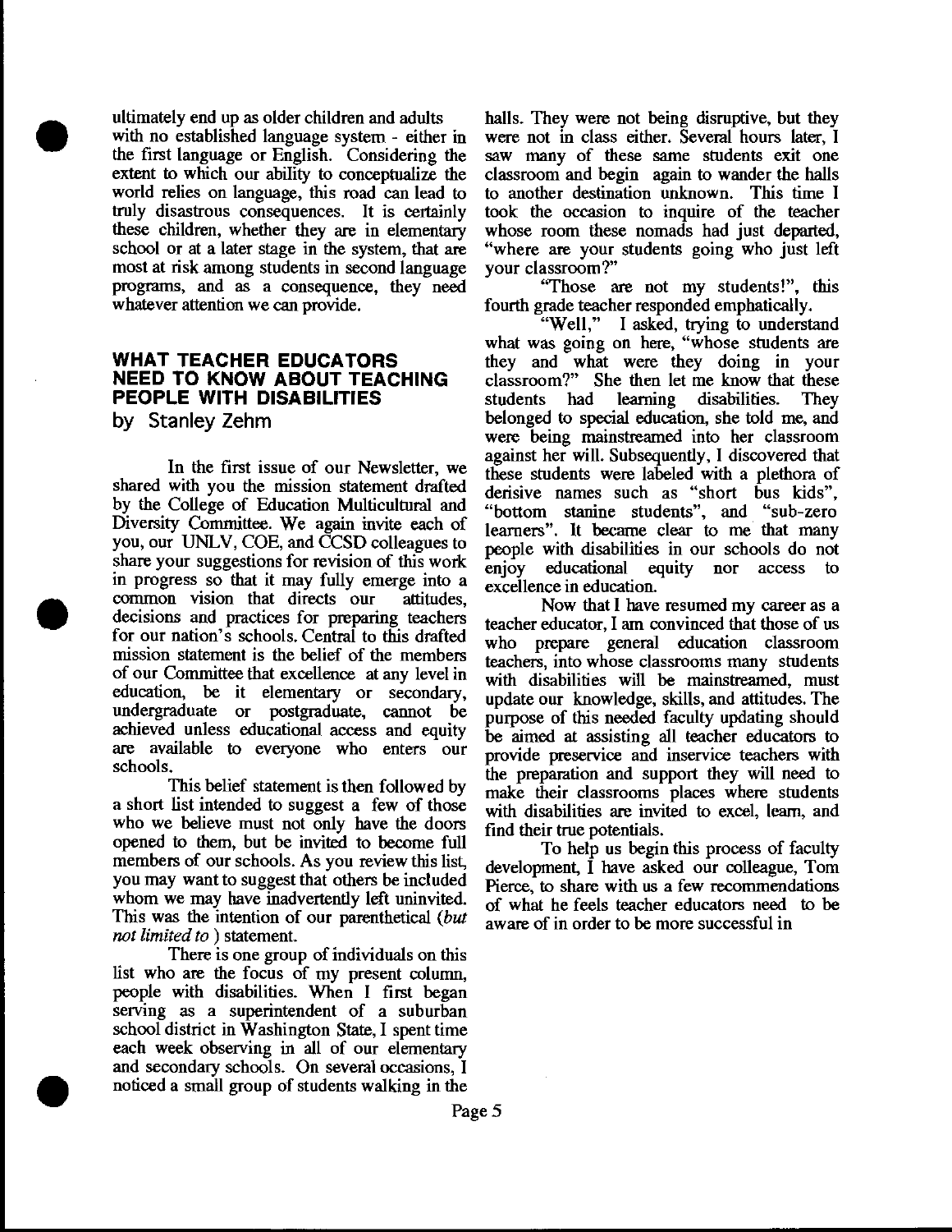ultimately end up as older children and adults with no established language system - either in the first language or English. Considering the extent to which our ability to conceptualize the world relies on language, this road can lead to truly disastrous consequences. It is certainly these children, whether they are in elementary school or at a later stage in the system, that are most at risk among students in second language programs, and as a consequence, they need whatever attention we can provide.

## WHAT TEACHER EDUCATORS NEED TO KNOW ABOUT TEACHING PEOPLE WITH DISABILITIES

by Stanley Zehm

In the first issue of our Newsletter, we shared with you the mission statement drafted by the College of Education Multicultural and Diversity Committee. We again invite each of you, our UNLV, COE, and CCSD colleagues to share your suggestions for revision of this work in progress so that it may fully emerge into a common vision that directs our attitudes, decisions and practices for preparing teachers for our nation's schools. Central to this drafted mission statement is the belief of the members of our Committee that excellence at any level in education, be it elementary or secondary, undergraduate or postgraduate, cannot be achieved unless educational access and equity are available to everyone who enters our schools.

This belief statement is then followed by a short list intended to suggest a few of those who we believe must not only have the doors opened to them, but be invited to become full members of our schools. As you review this list, you may want to suggest that others be included whom we may have inadvertently left uninvited. This was the intention of our parenthetical (*but not limited to* ) statement.

There is one group of individuals on this list who are the focus of my present column, people with disabilities. When I first began serving as a superintendent of a suburban school district in Washington State, I spent time each week observing in all of our elementary and secondary schools. On several occasions, I noticed a small group of students walking in the halls. They were not being disruptive, but they were not in class either. Several hours later, I saw many of these same students exit one classroom and begin again to wander the halls to another destination unknown. This time I took the occasion to inquire of the teacher whose room these nomads had just departed, "where are your students going who just left your classroom?"

"Those are not my students!", this fourth grade teacher responded emphatically.

"Well," I asked, trying to understand what was going on here, "whose students are they and what were they doing in your classroom?" She then let me know that these students had learning disabilities. They belonged to special education, she told me, and were being mainstreamed into her classroom against her will. Subsequently, I discovered that these students were labeled with a plethora of derisive names such as "short bus kids", "bottom stanine students", and "sub-zero learners". It became clear to me that many people with disabilities in our schools do not enjoy educational equity nor access to excellence in education.

Now that I have resumed my career as a teacher educator, I am convinced that those of us who prepare general education classroom teachers, into whose classrooms many students with disabilities will be mainstreamed, must update our knowledge, skills, and attitudes. The purpose of this needed faculty updating should be aimed at assisting all teacher educators to provide preservice and inservice teachers with the preparation and support they will need to make their classrooms places where students with disabilities are invited to excel, learn, and find their true potentials.

To help us begin this process of faculty development, I have asked our colleague, Tom Pierce, to share with us a few recommendations of what he feels teacher educators need to be aware of in order to be more successful in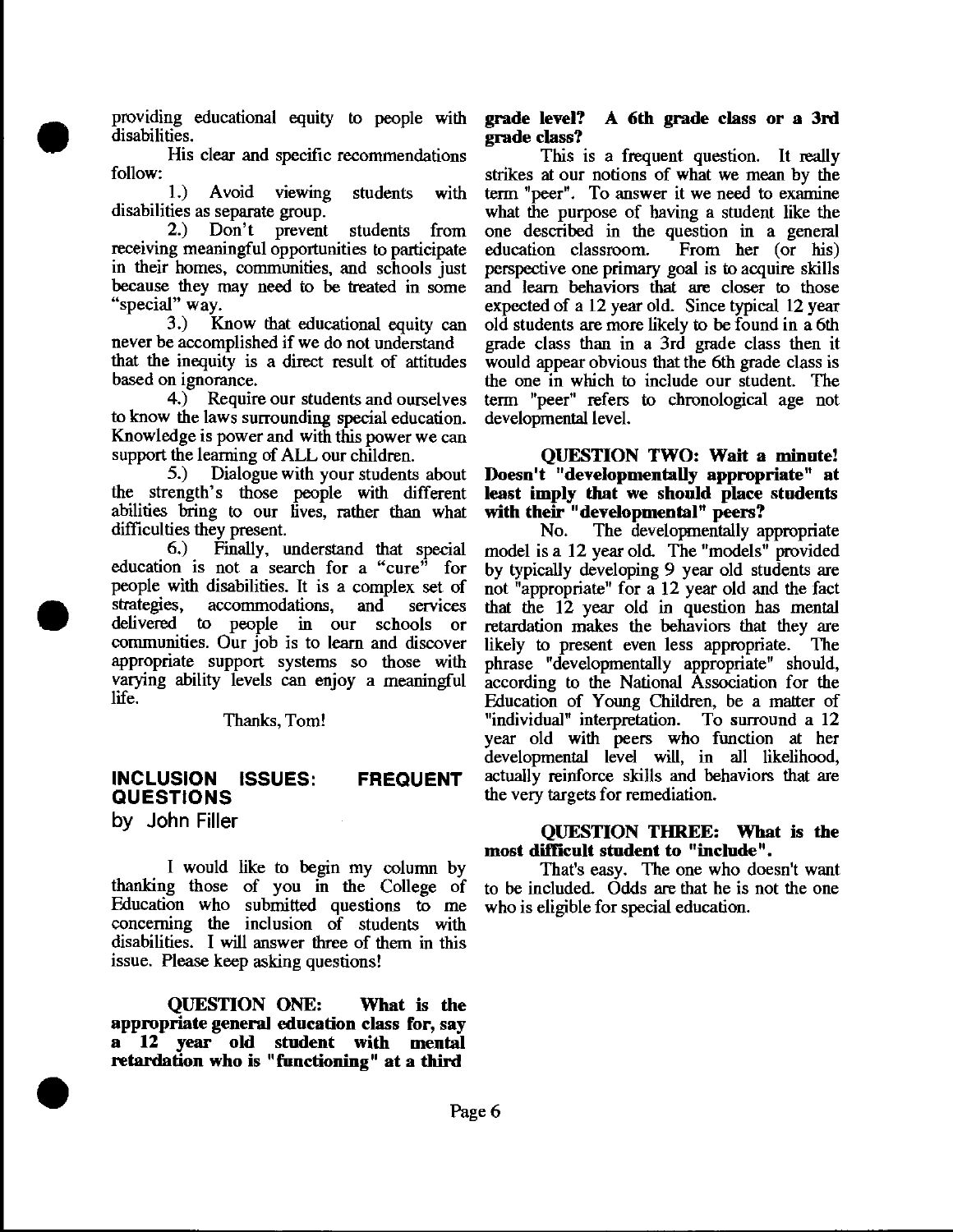providing educational equity to people with disabilities.

His clear and specific recommendations follow:

1.) Avoid viewing students with disabilities as separate group.

2.) Don't prevent students from receiving meaningful opportunities to participate in their homes, communities, and schools just because they may need to be treated in some "special" way.

3.) Know that educational equity can never be accomplished if we do not understand that the inequity is a direct result of attitudes based on ignorance.

4.) Require our students and ourselves to know the laws surrounding special education. Knowledge is power and with this power we can support the learning of ALL our children.

5.) Dialogue with your students about the strength's those people with different abilities bring to our lives, rather than what difficulties they present.

6.) Finally, understand that special education is not a search for a "cure" for people with disabilities. It is a complex set of strategies, accommodations, and services delivered to people in our schools or communities. Our job is to learn and discover appropriate support systems so those with varying ability levels can enjoy a meaningful life.

Thanks, Tom!

## INCLUSION ISSUES: FREQUENT QUESTIONS

by John Filler

I would like to begin my column by thanking those of you in the College of Education who submitted questions to me concerning the inclusion of students with disabilities. I will answer three of them in this issue. Please keep asking questions!

**QUESTION ONE: What is the appropriate general education class for, say a 12 year old student with mental retardation who is "functioning" at a third grade level? A 6th grade class or a 3rd grade class?**

This is a frequent question. It really strikes at our notions of what we mean by the term "peer". To answer it we need to examine what the purpose of having a student like the one described in the question in a general education classroom. From her (or his) perspective one primary goal is to acquire skills and learn behaviors that are closer to those expected of a 12 year old. Since typical 12 year old students are more likely to be found in a 6th grade class than in a 3rd grade class then it would appear obvious that the 6th grade class is the one in which to include our student. The term "peer" refers to chronological age not developmental level.

**QUESTION TWO: Wait a minute! Doesn't "developmentally appropriate" at least imply that we should place students with their "developmental" peers?**

No. The developmentally appropriate model is a 12 year old. The "models" provided by typically developing 9 year old students are not "appropriate" for a 12 year old and the fact that the 12 year old in question has mental retardation makes the behaviors that they are likely to present even less appropriate. The phrase "developmentally appropriate" should, according to the National Association for the Education of Young Children, be a matter of "individual" interpretation. To surround a 12 year old with peers who function at her developmental level will, in all likelihood, actually reinforce skills and behaviors that are the very targets for remediation.

**QUESTION THREE: What is the most difficult student to "include".**

That's easy. The one who doesn't want to be included. Odds are that he is not the one who is eligible for special education.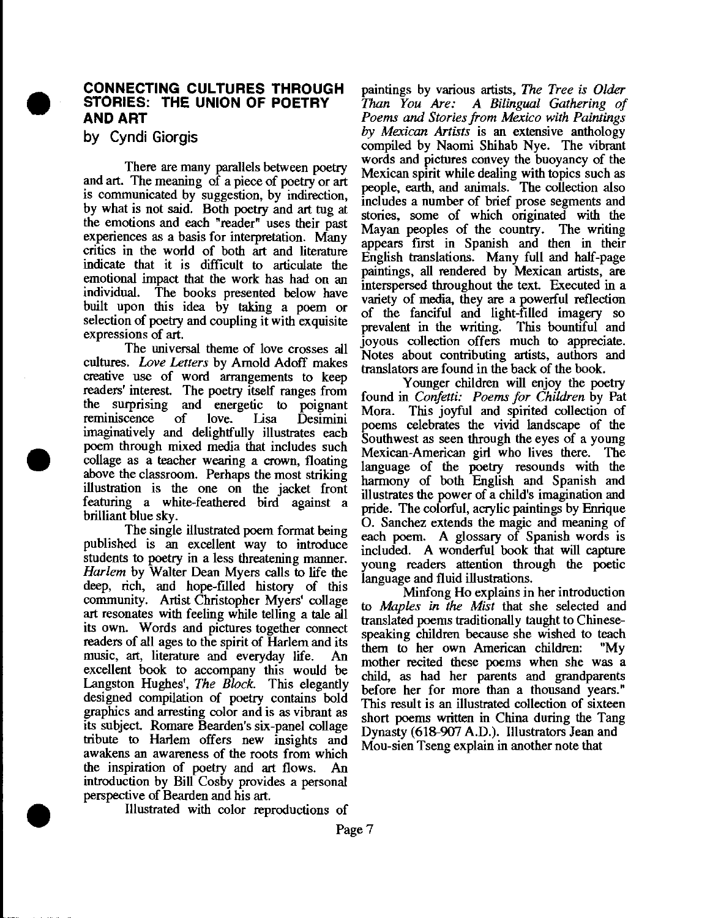## CONNECTING CULTURES THROUGH STORIES: THE UNION OF POETRY AND ART

by Cyndi Giorgis

There are many parallels between poetry and art. The meaning of a piece of poetry or art is communicated by suggestion, by indirection, by what is not said. Both poetry and art tug at the emotions and each "reader" uses their past experiences as a basis for interpretation. Many critics in the world of both art and literature indicate that it is difficult to articulate the emotional impact that the work has had on an individual. The books presented below have built upon this idea by taking a poem or selection of poetry and coupling it with exquisite expressions of art.

The universal theme of love crosses all cultures. *Love Letters* by Arnold Adoff makes creative use of word arrangements to keep readers' interest. The poetry itself ranges from the surprising and energetic to poignant reminiscence of love. Lisa Desimini imaginatively and delightfully illustrates each poem through mixed media that includes such collage as a teacher wearing a crown, floating above the classroom. Perhaps the most striking illustration is the one on the jacket front featuring a white-feathered bird against a brilliant blue sky.

The single illustrated poem format being published is an excellent way to introduce students to poetry in a less threatening manner. *Harlem* by Walter Dean Myers calls to life the deep, rich, and hope-filled history of this community. Artist Christopher Myers' collage art resonates with feeling while telling a tale all its own. Words and pictures together connect readers of all ages to the spirit of Harlem and its music, art, literature and everyday life. An excellent book to accompany this would be Langston Hughes', *The Block*. This elegantly designed compilation of poetry contains bold graphics and arresting color and is as vibrant as its subject. Romare Bearden's six-panel collage tribute to Harlem offers new insights and awakens an awareness of the roots from which the inspiration of poetry and art flows. An introduction by Bill Cosby provides a personal perspective of Bearden and his art.

Illustrated with color reproductions of paintings by various artists, *The Tree is Older Than You Are: A Bilingual Gathering of Poems and Stories from Mexico with Paintings by Mexican Artists* is an extensive anthology compiled by Naomi Shihab Nye. The vibrant words and pictures convey the buoyancy of the Mexican spirit while dealing with topics such as people, earth, and animals. The collection also includes a number of brief prose segments and stories, some of which originated with the Mayan peoples of the country. The writing appears first in Spanish and then in their English translations. Many full and half-page paintings, all rendered by Mexican artists, are interspersed throughout the text. Executed in a variety of media, they are a powerful reflection of the fanciful and light-filled imagery so prevalent in the writing. This bountiful and joyous collection offers much to appreciate. Notes about contributing artists, authors and translators are found in the back of the book.

Younger children will enjoy the poetry found in *Confetti: Poems for Children* by Pat Mora. This joyful and spirited collection of poems celebrates the vivid landscape of the Southwest as seen through the eyes of a young Mexican-American girl who lives there. The language of the poetry resounds with the harmony of both English and Spanish and illustrates the power of a child's imagination and pride. The colorful, acrylic paintings by Enrique O. Sanchez extends the magic and meaning of each poem. A glossary of Spanish words is included. A wonderful book that will capture young readers attention through the poetic language and fluid illustrations.

Minfong Ho explains in her introduction to *Maples in the Mist* that she selected and translated poems traditionally taught to Chinese-speaking children because she wished to teach them to her own American children: "My mother recited these poems when she was a child, as had her parents and grandparents before her for more than a thousand years." This result is an illustrated collection of sixteen short poems written in China during the Tang Dynasty (618-907 A.D.). Illustrators Jean and Mou-sien Tseng explain in another note that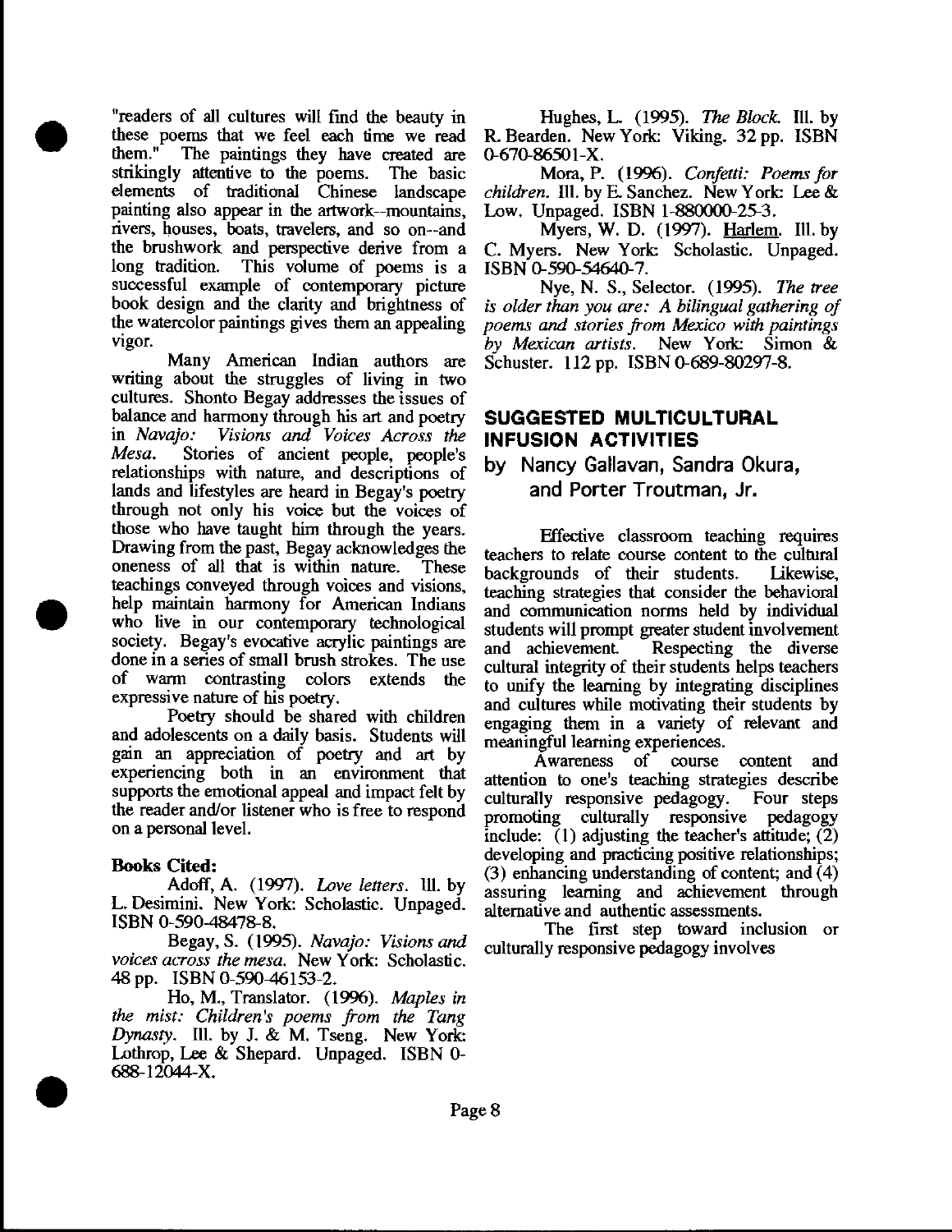"readers of all cultures will find the beauty in these poems that we feel each time we read them." The paintings they have created are strikingly attentive to the poems. The basic elements of traditional Chinese landscape painting also appear in the artwork--mountains, rivers, houses, boats, travelers, and so on--and the brushwork and perspective derive from a long tradition. This volume of poems is a successful example of contemporary picture book design and the clarity and brightness of the watercolor paintings gives them an appealing vigor.

Many American Indian authors are writing about the struggles of living in two cultures. Shonto Begay addresses the issues of balance and harmony through his art and poetry in *Navajo: Visions and Voices Across the Mesa.* Stories of ancient people, people's relationships with nature, and descriptions of lands and lifestyles are heard in Begay's poetry through not only his voice but the voices of those who have taught him through the years. Drawing from the past, Begay acknowledges the oneness of all that is within nature. These teachings conveyed through voices and visions, help maintain harmony for American Indians who live in our contemporary technological society. Begay's evocative acrylic paintings are done in a series of small brush strokes. The use of warm contrasting colors extends the expressive nature of his poetry.

Poetry should be shared with children and adolescents on a daily basis. Students will gain an appreciation of poetry and art by experiencing both in an environment that supports the emotional appeal and impact felt by the reader and/or listener who is free to respond on a personal level.

**Books Cited:**

Adoff, A. (1997). *Love letters.* Ill. by L. Desimini. New York: Scholastic. Unpaged. ISBN 0-590-48478-8.

Begay, S. (1995). *Navajo: Visions and voices across the mesa.* New York: Scholastic. 48 pp. ISBN 0-590-46153-2.

Ho, M., Translator. (1996). *Maples in the mist: Children's poems from the Tang Dynasty.* Ill. by J. & M. Tseng. New York: Lothrop, Lee & Shepard. Unpaged. ISBN 0-688-12044-X.

Hughes, L. (1995). *The Block.* Ill. by R. Bearden. New York: Viking. 32 pp. ISBN 0-670-86501-X.

Mora, P. (1996). *Confetti: Poems for children.* Ill. by E. Sanchez. New York: Lee & Low. Unpaged. ISBN 1-880000-25-3.

Myers, W. D. (1997). Harlem. Ill. by C. Myers. New York: Scholastic. Unpaged. ISBN 0-590-54640-7.

Nye, N. S., Selector. (1995). *The tree is older than you are: A bilingual gathering of poems and stories from Mexico with paintings by Mexican artists.* New York: Simon & Schuster. 112 pp. ISBN 0-689-80297-8.

## SUGGESTED MULTICULTURAL INFUSION ACTIVITIES

### by Nancy Gallavan, Sandra Okura, and Porter Troutman, Jr.

Effective classroom teaching requires teachers to relate course content to the cultural backgrounds of their students. Likewise, teaching strategies that consider the behavioral and communication norms held by individual students will prompt greater student involvement and achievement. Respecting the diverse cultural integrity of their students helps teachers to unify the learning by integrating disciplines and cultures while motivating their students by engaging them in a variety of relevant and meaningful learning experiences.

Awareness of course content and attention to one's teaching strategies describe culturally responsive pedagogy. Four steps promoting culturally responsive pedagogy include: (1) adjusting the teacher's attitude; (2) developing and practicing positive relationships; (3) enhancing understanding of content; and (4) assuring learning and achievement through alternative and authentic assessments.

The first step toward inclusion or culturally responsive pedagogy involves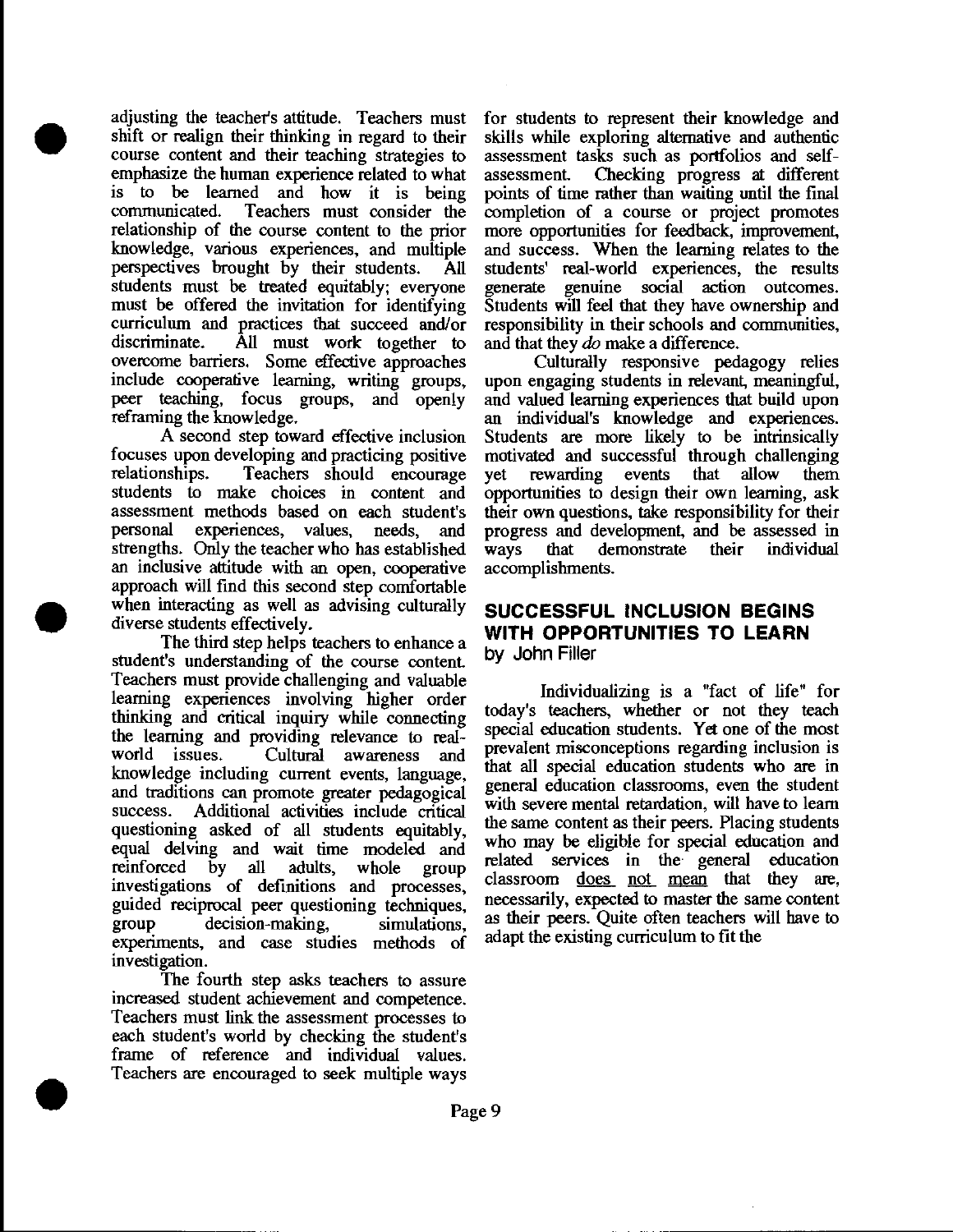adjusting the teacher's attitude. Teachers must shift or realign their thinking in regard to their course content and their teaching strategies to emphasize the human experience related to what is to be learned and how it is being communicated. Teachers must consider the relationship of the course content to the prior knowledge, various experiences, and multiple perspectives brought by their students. All students must be treated equitably; everyone must be offered the invitation for identifying curriculum and practices that succeed and/or discriminate. All must work together to overcome barriers. Some effective approaches include cooperative learning, writing groups, peer teaching, focus groups, and openly reframing the knowledge.

A second step toward effective inclusion focuses upon developing and practicing positive relationships. Teachers should encourage students to make choices in content and assessment methods based on each student's personal experiences, values, needs, and strengths. Only the teacher who has established an inclusive attitude with an open, cooperative approach will find this second step comfortable when interacting as well as advising culturally diverse students effectively.

The third step helps teachers to enhance a student's understanding of the course content. Teachers must provide challenging and valuable learning experiences involving higher order thinking and critical inquiry while connecting the learning and providing relevance to real-world issues. Cultural awareness and knowledge including current events, language, and traditions can promote greater pedagogical success. Additional activities include critical questioning asked of all students equitably, equal delving and wait time modeled and reinforced by all adults, whole group investigations of definitions and processes, guided reciprocal peer questioning techniques, group decision-making, simulations, experiments, and case studies methods of investigation.

The fourth step asks teachers to assure increased student achievement and competence. Teachers must link the assessment processes to each student's world by checking the student's frame of reference and individual values. Teachers are encouraged to seek multiple ways for students to represent their knowledge and skills while exploring alternative and authentic assessment tasks such as portfolios and self-assessment. Checking progress at different points of time rather than waiting until the final completion of a course or project promotes more opportunities for feedback, improvement, and success. When the learning relates to the students' real-world experiences, the results generate genuine social action outcomes. Students will feel that they have ownership and responsibility in their schools and communities, and that they *do* make a difference.

Culturally responsive pedagogy relies upon engaging students in relevant, meaningful, and valued learning experiences that build upon an individual's knowledge and experiences. Students are more likely to be intrinsically motivated and successful through challenging yet rewarding events that allow them opportunities to design their own learning, ask their own questions, take responsibility for their progress and development, and be assessed in ways that demonstrate their individual accomplishments.

## SUCCESSFUL INCLUSION BEGINS WITH OPPORTUNITIES TO LEARN

by John Filler

Individualizing is a "fact of life" for today's teachers, whether or not they teach special education students. Yet one of the most prevalent misconceptions regarding inclusion is that all special education students who are in general education classrooms, even the student with severe mental retardation, will have to learn the same content as their peers. Placing students who may be eligible for special education and related services in the general education classroom <u>does not mean</u> that they are, necessarily, expected to master the same content as their peers. Quite often teachers will have to adapt the existing curriculum to fit the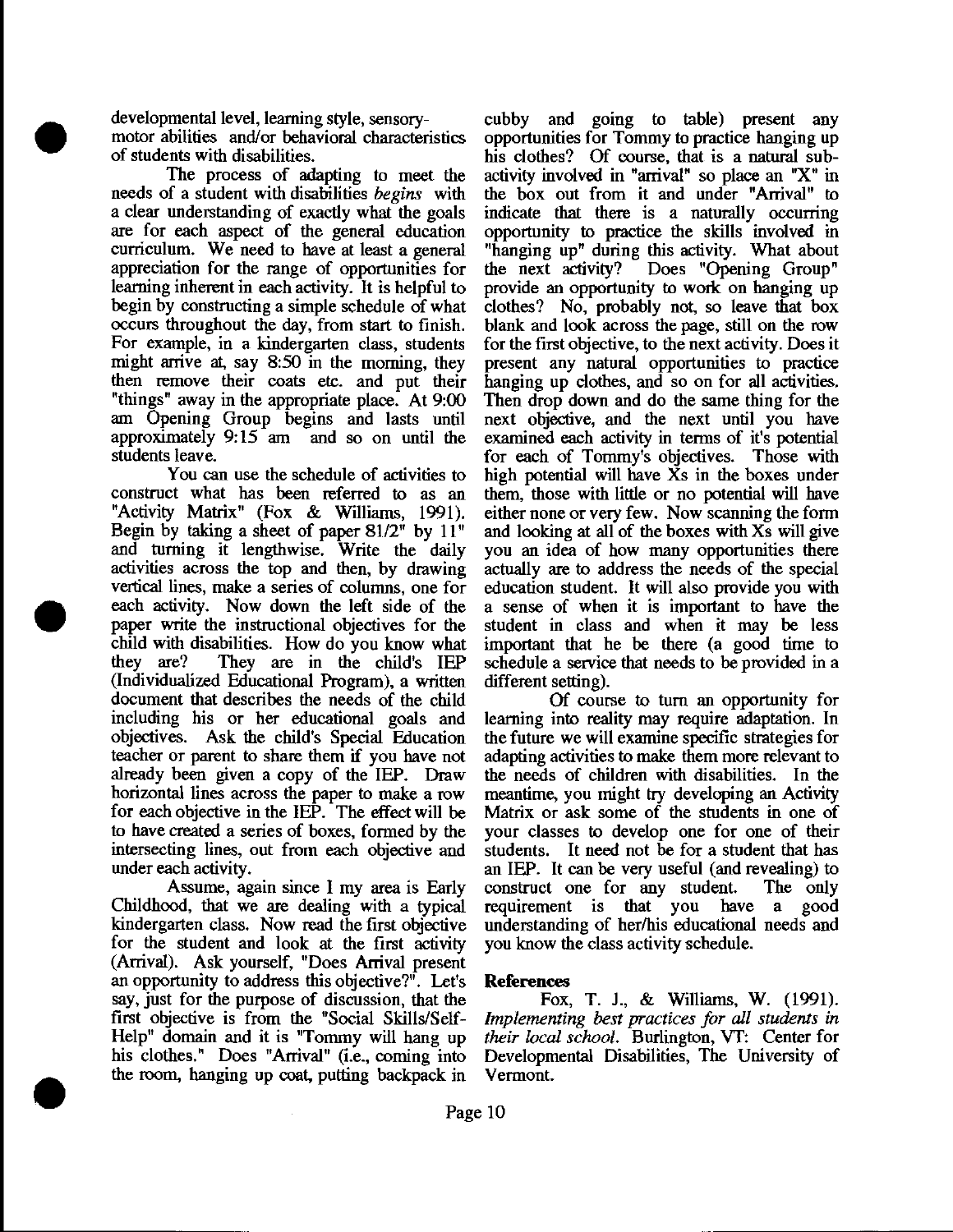developmental level, learning style, sensory-motor abilities and/or behavioral characteristics of students with disabilities.

The process of adapting to meet the needs of a student with disabilities *begins* with a clear understanding of exactly what the goals are for each aspect of the general education curriculum. We need to have at least a general appreciation for the range of opportunities for learning inherent in each activity. It is helpful to begin by constructing a simple schedule of what occurs throughout the day, from start to finish. For example, in a kindergarten class, students might arrive at, say 8:50 in the morning, they then remove their coats etc. and put their "things" away in the appropriate place. At 9:00 am Opening Group begins and lasts until approximately 9:15 am and so on until the students leave.

You can use the schedule of activities to construct what has been referred to as an "Activity Matrix" (Fox & Williams, 1991). Begin by taking a sheet of paper 81/2" by 11" and turning it lengthwise. Write the daily activities across the top and then, by drawing vertical lines, make a series of columns, one for each activity. Now down the left side of the paper write the instructional objectives for the child with disabilities. How do you know what they are? They are in the child's IEP (Individualized Educational Program), a written document that describes the needs of the child including his or her educational goals and objectives. Ask the child's Special Education teacher or parent to share them if you have not already been given a copy of the IEP. Draw horizontal lines across the paper to make a row for each objective in the IEP. The effect will be to have created a series of boxes, formed by the intersecting lines, out from each objective and under each activity.

Assume, again since I my area is Early Childhood, that we are dealing with a typical kindergarten class. Now read the first objective for the student and look at the first activity (Arrival). Ask yourself, "Does Arrival present an opportunity to address this objective?". Let's say, just for the purpose of discussion, that the first objective is from the "Social Skills/Self-Help" domain and it is "Tommy will hang up his clothes." Does "Arrival" (i.e., coming into the room, hanging up coat, putting backpack in cubby and going to table) present any opportunities for Tommy to practice hanging up his clothes? Of course, that is a natural sub-activity involved in "arrival" so place an "X" in the box out from it and under "Arrival" to indicate that there is a naturally occurring opportunity to practice the skills involved in "hanging up" during this activity. What about the next activity? Does "Opening Group" provide an opportunity to work on hanging up clothes? No, probably not, so leave that box blank and look across the page, still on the row for the first objective, to the next activity. Does it present any natural opportunities to practice hanging up clothes, and so on for all activities. Then drop down and do the same thing for the next objective, and the next until you have examined each activity in terms of it's potential for each of Tommy's objectives. Those with high potential will have Xs in the boxes under them, those with little or no potential will have either none or very few. Now scanning the form and looking at all of the boxes with Xs will give you an idea of how many opportunities there actually are to address the needs of the special education student. It will also provide you with a sense of when it is important to have the student in class and when it may be less important that he be there (a good time to schedule a service that needs to be provided in a different setting).

Of course to turn an opportunity for learning into reality may require adaptation. In the future we will examine specific strategies for adapting activities to make them more relevant to the needs of children with disabilities. In the meantime, you might try developing an Activity Matrix or ask some of the students in one of your classes to develop one for one of their students. It need not be for a student that has an IEP. It can be very useful (and revealing) to construct one for any student. The only requirement is that you have a good understanding of her/his educational needs and you know the class activity schedule.

**References**

Fox, T. J., & Williams, W. (1991). *Implementing best practices for all students in their local school.* Burlington, VT: Center for Developmental Disabilities, The University of Vermont.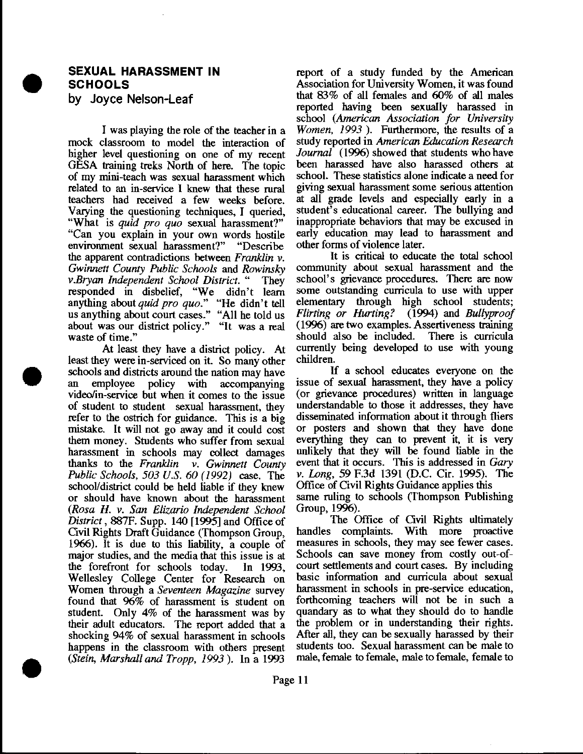## SEXUAL HARASSMENT IN SCHOOLS

by Joyce Nelson-Leaf

I was playing the role of the teacher in a mock classroom to model the interaction of higher level questioning on one of my recent GESA training treks North of here. The topic of my mini-teach was sexual harassment which related to an in-service I knew that these rural teachers had received a few weeks before. Varying the questioning techniques, I queried, "What is *quid pro quo* sexual harassment?" "Can you explain in your own words hostile environment sexual harassment?" "Describe the apparent contradictions between *Franklin v. Gwinnett County Public Schools* and *Rowinsky v.Bryan Independent School District.* " They responded in disbelief, "We didn't learn anything about *quid pro quo.*" "He didn't tell us anything about court cases." "All he told us about was our district policy." "It was a real waste of time."

At least they have a district policy. At least they were in-serviced on it. So many other schools and districts around the nation may have an employee policy with accompanying video/in-service but when it comes to the issue of student to student sexual harassment, they refer to the ostrich for guidance. This is a big mistake. It will not go away and it could cost them money. Students who suffer from sexual harassment in schools may collect damages thanks to the *Franklin v. Gwinnett County Public Schools, 503 U.S. 60 (1992)* case. The school/district could be held liable if they knew or should have known about the harassment (*Rosa H. v. San Elizario Independent School District*, 887F. Supp. 140 [1995] and Office of Civil Rights Draft Guidance (Thompson Group, 1966). It is due to this liability, a couple of major studies, and the media that this issue is at the forefront for schools today. In 1993, Wellesley College Center for Research on Women through a *Seventeen Magazine* survey found that 96% of harassment is student on student. Only 4% of the harassment was by their adult educators. The report added that a shocking 94% of sexual harassment in schools happens in the classroom with others present (*Stein, Marshall and Tropp, 1993* ). In a 1993 report of a study funded by the American Association for University Women, it was found that 83% of all females and 60% of all males reported having been sexually harassed in school (*American Association for University Women, 1993* ). Furthermore, the results of a study reported in *American Education Research Journal* (1996) showed that students who have been harassed have also harassed others at school. These statistics alone indicate a need for giving sexual harassment some serious attention at all grade levels and especially early in a student's educational career. The bullying and inappropriate behaviors that may be excused in early education may lead to harassment and other forms of violence later.

It is critical to educate the total school community about sexual harassment and the school's grievance procedures. There are now some outstanding curricula to use with upper elementary through high school students; *Flirting or Hurting?* (1994) and *Bullyproof* (1996) are two examples. Assertiveness training should also be included. There is curricula currently being developed to use with young children.

If a school educates everyone on the issue of sexual harassment, they have a policy (or grievance procedures) written in language understandable to those it addresses, they have disseminated information about it through fliers or posters and shown that they have done everything they can to prevent it, it is very unlikely that they will be found liable in the event that it occurs. This is addressed in *Gary v. Long*, 59 F.3d 1391 (D.C. Cir. 1995). The Office of Civil Rights Guidance applies this same ruling to schools (Thompson Publishing Group, 1996).

The Office of Civil Rights ultimately handles complaints. With more proactive measures in schools, they may see fewer cases. Schools can save money from costly out-of-court settlements and court cases. By including basic information and curricula about sexual harassment in schools in pre-service education, forthcoming teachers will not be in such a quandary as to what they should do to handle the problem or in understanding their rights. After all, they can be sexually harassed by their students too. Sexual harassment can be male to male, female to female, male to female, female to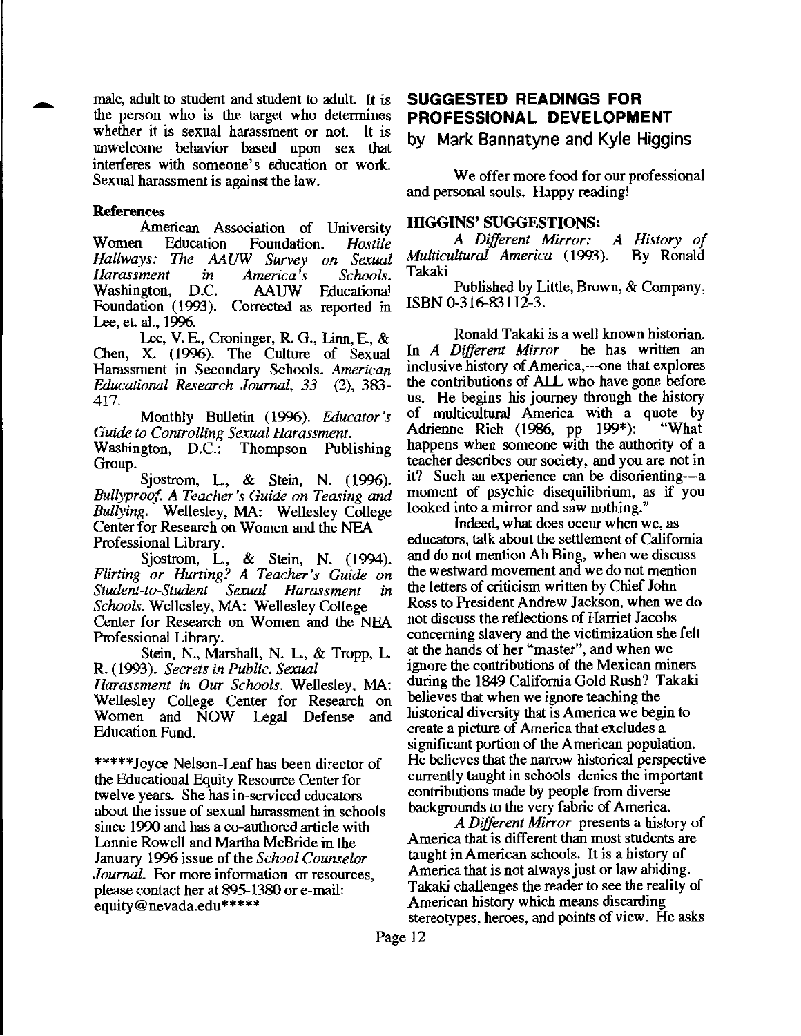male, adult to student and student to adult. It is the person who is the target who determines whether it is sexual harassment or not. It is unwelcome behavior based upon sex that interferes with someone's education or work. Sexual harassment is against the law.

**References**

American Association of University Women Education Foundation. *Hostile Hallways: The AAUW Survey on Sexual Harassment in America's Schools.* Washington, D.C. AAUW Educational Foundation (1993). Corrected as reported in Lee, et. al., 1996.

Lee, V. E., Croninger, R. G., Linn, E., & Chen, X. (1996). The Culture of Sexual Harassment in Secondary Schools. *American Educational Research Journal, 33* (2), 383-417.

Monthly Bulletin (1996). *Educator's Guide to Controlling Sexual Harassment.* Washington, D.C.: Thompson Publishing Group.

Sjostrom, L., & Stein, N. (1996). *Bullyproof. A Teacher's Guide on Teasing and Bullying.* Wellesley, MA: Wellesley College Center for Research on Women and the NEA Professional Library.

Sjostrom, L., & Stein, N. (1994). *Flirting or Hurting? A Teacher's Guide on Student-to-Student Sexual Harassment in Schools.* Wellesley, MA: Wellesley College Center for Research on Women and the NEA Professional Library.

Stein, N., Marshall, N. L., & Tropp, L. R. (1993). *Secrets in Public. Sexual Harassment in Our Schools.* Wellesley, MA: Wellesley College Center for Research on Women and NOW Legal Defense and Education Fund.

*****Joyce Nelson-Leaf has been director of the Educational Equity Resource Center for twelve years. She has in-serviced educators about the issue of sexual harassment in schools since 1990 and has a co-authored article with Lonnie Rowell and Martha McBride in the January 1996 issue of the *School Counselor Journal*. For more information or resources, please contact her at 895-1380 or e-mail: equity@nevada.edu*****

## SUGGESTED READINGS FOR PROFESSIONAL DEVELOPMENT

by Mark Bannatyne and Kyle Higgins

We offer more food for our professional and personal souls. Happy reading!

### HIGGINS' SUGGESTIONS:

*A Different Mirror: A History of Multicultural America* (1993). By Ronald Takaki

Published by Little, Brown, & Company, ISBN 0-316-83112-3.

Ronald Takaki is a well known historian. In *A Different Mirror* he has written an inclusive history of America,---one that explores the contributions of ALL who have gone before us. He begins his journey through the history of multicultural America with a quote by Adrienne Rich (1986, pp 199*): "What happens when someone with the authority of a teacher describes our society, and you are not in it? Such an experience can be disorienting---a moment of psychic disequilibrium, as if you looked into a mirror and saw nothing."

Indeed, what does occur when we, as educators, talk about the settlement of California and do not mention Ah Bing, when we discuss the westward movement and we do not mention the letters of criticism written by Chief John Ross to President Andrew Jackson, when we do not discuss the reflections of Harriet Jacobs concerning slavery and the victimization she felt at the hands of her "master", and when we ignore the contributions of the Mexican miners during the 1849 California Gold Rush? Takaki believes that when we ignore teaching the historical diversity that is America we begin to create a picture of America that excludes a significant portion of the American population. He believes that the narrow historical perspective currently taught in schools denies the important contributions made by people from diverse backgrounds to the very fabric of America.

*A Different Mirror* presents a history of America that is different than most students are taught in American schools. It is a history of America that is not always just or law abiding. Takaki challenges the reader to see the reality of American history which means discarding stereotypes, heroes, and points of view. He asks